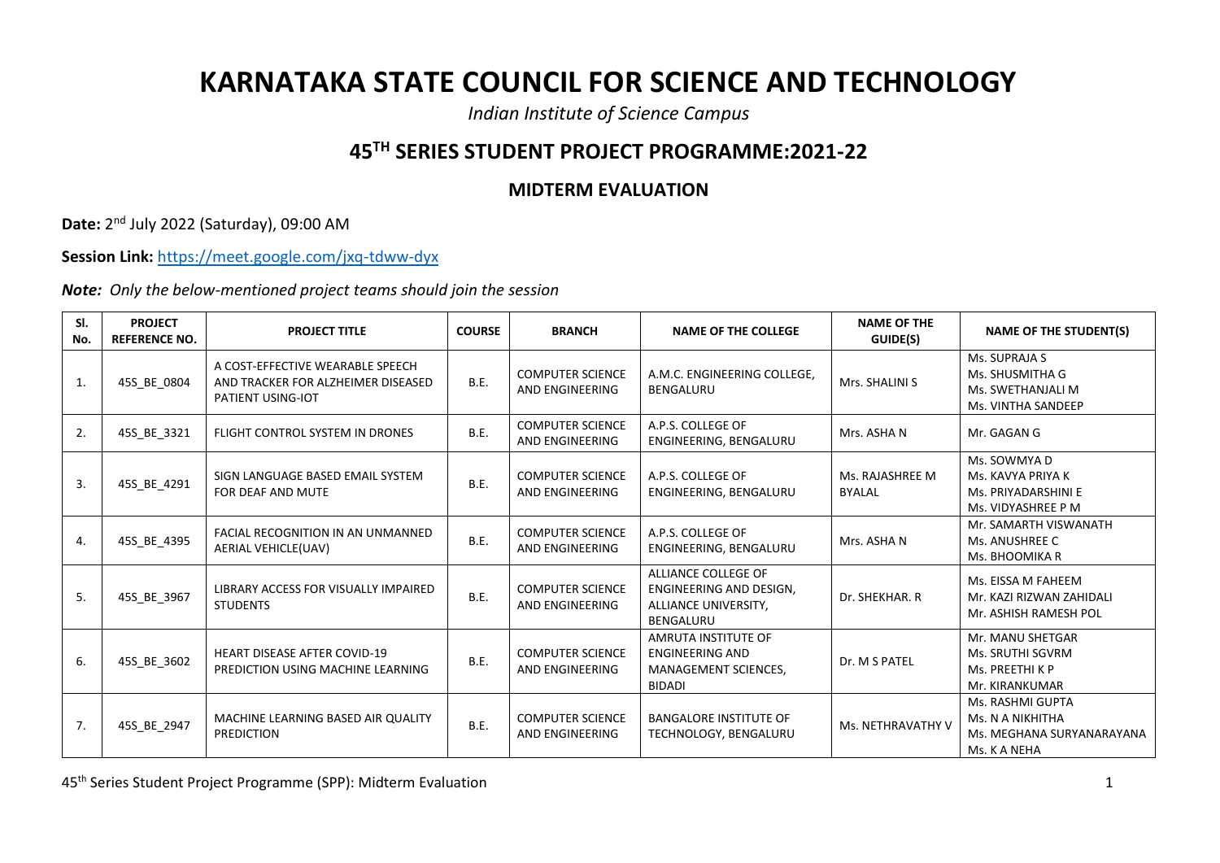# KARNATAKA STATE COUNCIL FOR SCIENCE AND TECHNOLOGY

*Indian Institute of Science Campus*

## 45TH SERIES STUDENT PROJECT PROGRAMME:2021-22

### MIDTERM EVALUATION

**Date:** 2nd July 2022 (Saturday), 09:00 AM

**Session Link:** https://meet.google.com/jxq-tdww-dyx

***Note:*** *Only the below-mentioned project teams should join the session*

| Sl. No. | PROJECT REFERENCE NO. | PROJECT TITLE | COURSE | BRANCH | NAME OF THE COLLEGE | NAME OF THE GUIDE(S) | NAME OF THE STUDENT(S) |
|---|---|---|---|---|---|---|---|
| 1. | 45S_BE_0804 | A COST-EFFECTIVE WEARABLE SPEECH AND TRACKER FOR ALZHEIMER DISEASED PATIENT USING-IOT | B.E. | COMPUTER SCIENCE AND ENGINEERING | A.M.C. ENGINEERING COLLEGE, BENGALURU | Mrs. SHALINI S | Ms. SUPRAJA S<br>Ms. SHUSMITHA G<br>Ms. SWETHANJALI M<br>Ms. VINTHA SANDEEP |
| 2. | 45S_BE_3321 | FLIGHT CONTROL SYSTEM IN DRONES | B.E. | COMPUTER SCIENCE AND ENGINEERING | A.P.S. COLLEGE OF ENGINEERING, BENGALURU | Mrs. ASHA N | Mr. GAGAN G |
| 3. | 45S_BE_4291 | SIGN LANGUAGE BASED EMAIL SYSTEM FOR DEAF AND MUTE | B.E. | COMPUTER SCIENCE AND ENGINEERING | A.P.S. COLLEGE OF ENGINEERING, BENGALURU | Ms. RAJASHREE M BYALAL | Ms. SOWMYA D<br>Ms. KAVYA PRIYA K<br>Ms. PRIYADARSHINI E<br>Ms. VIDYASHREE P M |
| 4. | 45S_BE_4395 | FACIAL RECOGNITION IN AN UNMANNED AERIAL VEHICLE(UAV) | B.E. | COMPUTER SCIENCE AND ENGINEERING | A.P.S. COLLEGE OF ENGINEERING, BENGALURU | Mrs. ASHA N | Mr. SAMARTH VISWANATH<br>Ms. ANUSHREE C<br>Ms. BHOOMIKA R |
| 5. | 45S_BE_3967 | LIBRARY ACCESS FOR VISUALLY IMPAIRED STUDENTS | B.E. | COMPUTER SCIENCE AND ENGINEERING | ALLIANCE COLLEGE OF ENGINEERING AND DESIGN, ALLIANCE UNIVERSITY, BENGALURU | Dr. SHEKHAR. R | Ms. EISSA M FAHEEM<br>Mr. KAZI RIZWAN ZAHIDALI<br>Mr. ASHISH RAMESH POL |
| 6. | 45S_BE_3602 | HEART DISEASE AFTER COVID-19 PREDICTION USING MACHINE LEARNING | B.E. | COMPUTER SCIENCE AND ENGINEERING | AMRUTA INSTITUTE OF ENGINEERING AND MANAGEMENT SCIENCES, BIDADI | Dr. M S PATEL | Mr. MANU SHETGAR<br>Ms. SRUTHI SGVRM<br>Ms. PREETHI K P<br>Mr. KIRANKUMAR |
| 7. | 45S_BE_2947 | MACHINE LEARNING BASED AIR QUALITY PREDICTION | B.E. | COMPUTER SCIENCE AND ENGINEERING | BANGALORE INSTITUTE OF TECHNOLOGY, BENGALURU | Ms. NETHRAVATHY V | Ms. RASHMI GUPTA<br>Ms. N A NIKHITHA<br>Ms. MEGHANA SURYANARAYANA<br>Ms. K A NEHA |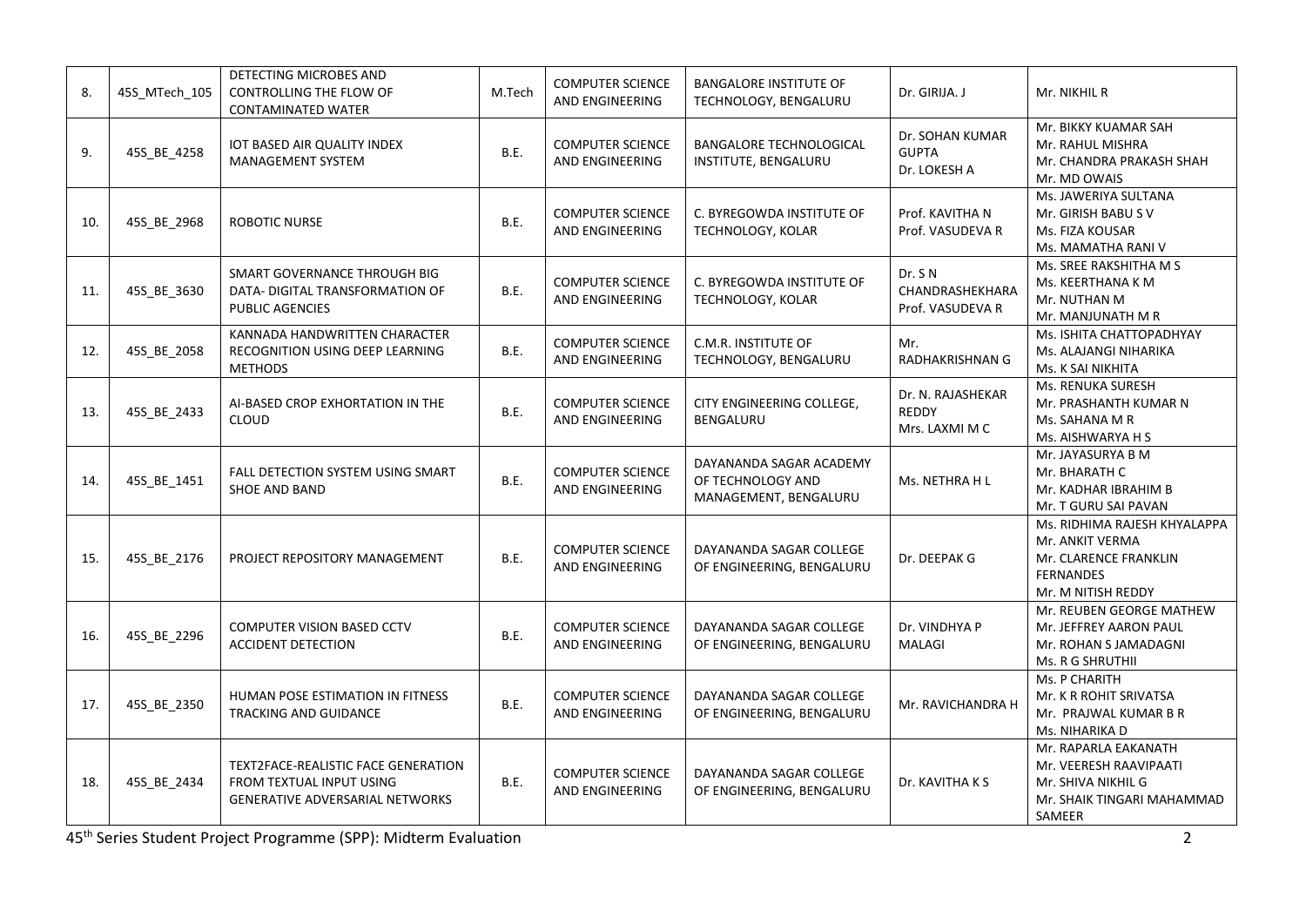| 8. | 45S_MTech_105 | DETECTING MICROBES AND CONTROLLING THE FLOW OF CONTAMINATED WATER | M.Tech | COMPUTER SCIENCE AND ENGINEERING | BANGALORE INSTITUTE OF TECHNOLOGY, BENGALURU | Dr. GIRIJA. J | Mr. NIKHIL R |
|---|---|---|---|---|---|---|---|
| 9. | 45S_BE_4258 | IOT BASED AIR QUALITY INDEX MANAGEMENT SYSTEM | B.E. | COMPUTER SCIENCE AND ENGINEERING | BANGALORE TECHNOLOGICAL INSTITUTE, BENGALURU | Dr. SOHAN KUMAR GUPTA<br>Dr. LOKESH A | Mr. BIKKY KUAMAR SAH<br>Mr. RAHUL MISHRA<br>Mr. CHANDRA PRAKASH SHAH<br>Mr. MD OWAIS |
| 10. | 45S_BE_2968 | ROBOTIC NURSE | B.E. | COMPUTER SCIENCE AND ENGINEERING | C. BYREGOWDA INSTITUTE OF TECHNOLOGY, KOLAR | Prof. KAVITHA N<br>Prof. VASUDEVA R | Ms. JAWERIYA SULTANA<br>Mr. GIRISH BABU S V<br>Ms. FIZA KOUSAR<br>Ms. MAMATHA RANI V |
| 11. | 45S_BE_3630 | SMART GOVERNANCE THROUGH BIG DATA- DIGITAL TRANSFORMATION OF PUBLIC AGENCIES | B.E. | COMPUTER SCIENCE AND ENGINEERING | C. BYREGOWDA INSTITUTE OF TECHNOLOGY, KOLAR | Dr. S N CHANDRASHEKHARA<br>Prof. VASUDEVA R | Ms. SREE RAKSHITHA M S<br>Ms. KEERTHANA K M<br>Mr. NUTHAN M<br>Mr. MANJUNATH M R |
| 12. | 45S_BE_2058 | KANNADA HANDWRITTEN CHARACTER RECOGNITION USING DEEP LEARNING METHODS | B.E. | COMPUTER SCIENCE AND ENGINEERING | C.M.R. INSTITUTE OF TECHNOLOGY, BENGALURU | Mr. RADHAKRISHNAN G | Ms. ISHITA CHATTOPADHYAY<br>Ms. ALAJANGI NIHARIKA<br>Ms. K SAI NIKHITA |
| 13. | 45S_BE_2433 | AI-BASED CROP EXHORTATION IN THE CLOUD | B.E. | COMPUTER SCIENCE AND ENGINEERING | CITY ENGINEERING COLLEGE, BENGALURU | Dr. N. RAJASHEKAR REDDY<br>Mrs. LAXMI M C | Ms. RENUKA SURESH<br>Mr. PRASHANTH KUMAR N<br>Ms. SAHANA M R<br>Ms. AISHWARYA H S |
| 14. | 45S_BE_1451 | FALL DETECTION SYSTEM USING SMART SHOE AND BAND | B.E. | COMPUTER SCIENCE AND ENGINEERING | DAYANANDA SAGAR ACADEMY OF TECHNOLOGY AND MANAGEMENT, BENGALURU | Ms. NETHRA H L | Mr. JAYASURYA B M<br>Mr. BHARATH C<br>Mr. KADHAR IBRAHIM B<br>Mr. T GURU SAI PAVAN |
| 15. | 45S_BE_2176 | PROJECT REPOSITORY MANAGEMENT | B.E. | COMPUTER SCIENCE AND ENGINEERING | DAYANANDA SAGAR COLLEGE OF ENGINEERING, BENGALURU | Dr. DEEPAK G | Ms. RIDHIMA RAJESH KHYALAPPA<br>Mr. ANKIT VERMA<br>Mr. CLARENCE FRANKLIN FERNANDES<br>Mr. M NITISH REDDY |
| 16. | 45S_BE_2296 | COMPUTER VISION BASED CCTV ACCIDENT DETECTION | B.E. | COMPUTER SCIENCE AND ENGINEERING | DAYANANDA SAGAR COLLEGE OF ENGINEERING, BENGALURU | Dr. VINDHYA P MALAGI | Mr. REUBEN GEORGE MATHEW<br>Mr. JEFFREY AARON PAUL<br>Mr. ROHAN S JAMADAGNI<br>Ms. R G SHRUTHII |
| 17. | 45S_BE_2350 | HUMAN POSE ESTIMATION IN FITNESS TRACKING AND GUIDANCE | B.E. | COMPUTER SCIENCE AND ENGINEERING | DAYANANDA SAGAR COLLEGE OF ENGINEERING, BENGALURU | Mr. RAVICHANDRA H | Ms. P CHARITH<br>Mr. K R ROHIT SRIVATSA<br>Mr. PRAJWAL KUMAR B R<br>Ms. NIHARIKA D |
| 18. | 45S_BE_2434 | TEXT2FACE-REALISTIC FACE GENERATION FROM TEXTUAL INPUT USING GENERATIVE ADVERSARIAL NETWORKS | B.E. | COMPUTER SCIENCE AND ENGINEERING | DAYANANDA SAGAR COLLEGE OF ENGINEERING, BENGALURU | Dr. KAVITHA K S | Mr. RAPARLA EAKANATH<br>Mr. VEERESH RAAVIPAATI<br>Mr. SHIVA NIKHIL G<br>Mr. SHAIK TINGARI MAHAMMAD SAMEER |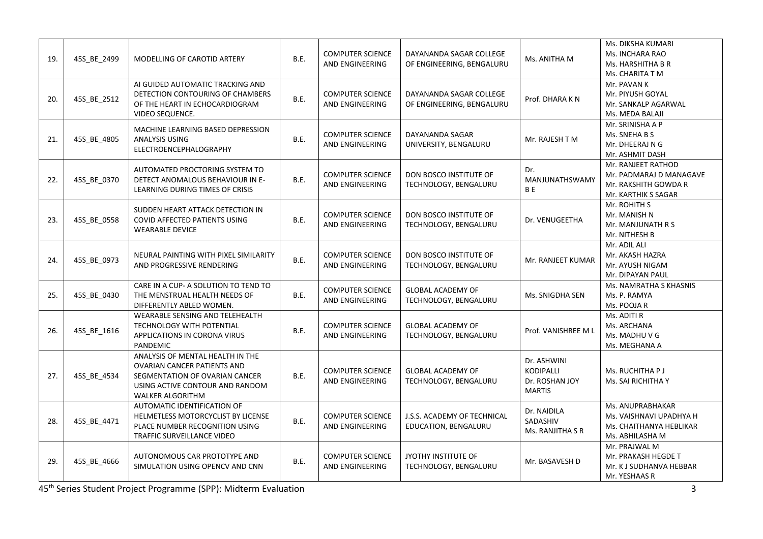| 19. | 45S_BE_2499 | MODELLING OF CAROTID ARTERY | B.E. | COMPUTER SCIENCE AND ENGINEERING | DAYANANDA SAGAR COLLEGE OF ENGINEERING, BENGALURU | Ms. ANITHA M | Ms. DIKSHA KUMARI<br>Ms. INCHARA RAO<br>Ms. HARSHITHA B R<br>Ms. CHARITA T M |
|---|---|---|---|---|---|---|---|
| 20. | 45S_BE_2512 | AI GUIDED AUTOMATIC TRACKING AND DETECTION CONTOURING OF CHAMBERS OF THE HEART IN ECHOCARDIOGRAM VIDEO SEQUENCE. | B.E. | COMPUTER SCIENCE AND ENGINEERING | DAYANANDA SAGAR COLLEGE OF ENGINEERING, BENGALURU | Prof. DHARA K N | Mr. PAVAN K<br>Mr. PIYUSH GOYAL<br>Mr. SANKALP AGARWAL<br>Ms. MEDA BALAJI |
| 21. | 45S_BE_4805 | MACHINE LEARNING BASED DEPRESSION ANALYSIS USING ELECTROENCEPHALOGRAPHY | B.E. | COMPUTER SCIENCE AND ENGINEERING | DAYANANDA SAGAR UNIVERSITY, BENGALURU | Mr. RAJESH T M | Mr. SRINISHA A P<br>Ms. SNEHA B S<br>Mr. DHEERAJ N G<br>Mr. ASHMIT DASH |
| 22. | 45S_BE_0370 | AUTOMATED PROCTORING SYSTEM TO DETECT ANOMALOUS BEHAVIOUR IN E-LEARNING DURING TIMES OF CRISIS | B.E. | COMPUTER SCIENCE AND ENGINEERING | DON BOSCO INSTITUTE OF TECHNOLOGY, BENGALURU | Dr. MANJUNATHSWAMY B E | Mr. RANJEET RATHOD<br>Mr. PADMARAJ D MANAGAVE<br>Mr. RAKSHITH GOWDA R<br>Mr. KARTHIK S SAGAR |
| 23. | 45S_BE_0558 | SUDDEN HEART ATTACK DETECTION IN COVID AFFECTED PATIENTS USING WEARABLE DEVICE | B.E. | COMPUTER SCIENCE AND ENGINEERING | DON BOSCO INSTITUTE OF TECHNOLOGY, BENGALURU | Dr. VENUGEETHA | Mr. ROHITH S<br>Mr. MANISH N<br>Mr. MANJUNATH R S<br>Mr. NITHESH B |
| 24. | 45S_BE_0973 | NEURAL PAINTING WITH PIXEL SIMILARITY AND PROGRESSIVE RENDERING | B.E. | COMPUTER SCIENCE AND ENGINEERING | DON BOSCO INSTITUTE OF TECHNOLOGY, BENGALURU | Mr. RANJEET KUMAR | Mr. ADIL ALI<br>Mr. AKASH HAZRA<br>Mr. AYUSH NIGAM<br>Mr. DIPAYAN PAUL |
| 25. | 45S_BE_0430 | CARE IN A CUP- A SOLUTION TO TEND TO THE MENSTRUAL HEALTH NEEDS OF DIFFERENTLY ABLED WOMEN. | B.E. | COMPUTER SCIENCE AND ENGINEERING | GLOBAL ACADEMY OF TECHNOLOGY, BENGALURU | Ms. SNIGDHA SEN | Ms. NAMRATHA S KHASNIS<br>Ms. P. RAMYA<br>Ms. POOJA R |
| 26. | 45S_BE_1616 | WEARABLE SENSING AND TELEHEALTH TECHNOLOGY WITH POTENTIAL APPLICATIONS IN CORONA VIRUS PANDEMIC | B.E. | COMPUTER SCIENCE AND ENGINEERING | GLOBAL ACADEMY OF TECHNOLOGY, BENGALURU | Prof. VANISHREE M L | Ms. ADITI R<br>Ms. ARCHANA<br>Ms. MADHU V G<br>Ms. MEGHANA A |
| 27. | 45S_BE_4534 | ANALYSIS OF MENTAL HEALTH IN THE OVARIAN CANCER PATIENTS AND SEGMENTATION OF OVARIAN CANCER USING ACTIVE CONTOUR AND RANDOM WALKER ALGORITHM | B.E. | COMPUTER SCIENCE AND ENGINEERING | GLOBAL ACADEMY OF TECHNOLOGY, BENGALURU | Dr. ASHWINI KODIPALLI<br>Dr. ROSHAN JOY MARTIS | Ms. RUCHITHA P J<br>Ms. SAI RICHITHA Y |
| 28. | 45S_BE_4471 | AUTOMATIC IDENTIFICATION OF HELMETLESS MOTORCYCLIST BY LICENSE PLACE NUMBER RECOGNITION USING TRAFFIC SURVEILLANCE VIDEO | B.E. | COMPUTER SCIENCE AND ENGINEERING | J.S.S. ACADEMY OF TECHNICAL EDUCATION, BENGALURU | Dr. NAIDILA SADASHIV<br>Ms. RANJITHA S R | Ms. ANUPRABHAKAR<br>Ms. VAISHNAVI UPADHYA H<br>Ms. CHAITHANYA HEBLIKAR<br>Ms. ABHILASHA M |
| 29. | 45S_BE_4666 | AUTONOMOUS CAR PROTOTYPE AND SIMULATION USING OPENCV AND CNN | B.E. | COMPUTER SCIENCE AND ENGINEERING | JYOTHY INSTITUTE OF TECHNOLOGY, BENGALURU | Mr. BASAVESH D | Mr. PRAJWAL M<br>Mr. PRAKASH HEGDE T<br>Mr. K J SUDHANVA HEBBAR<br>Mr. YESHAAS R |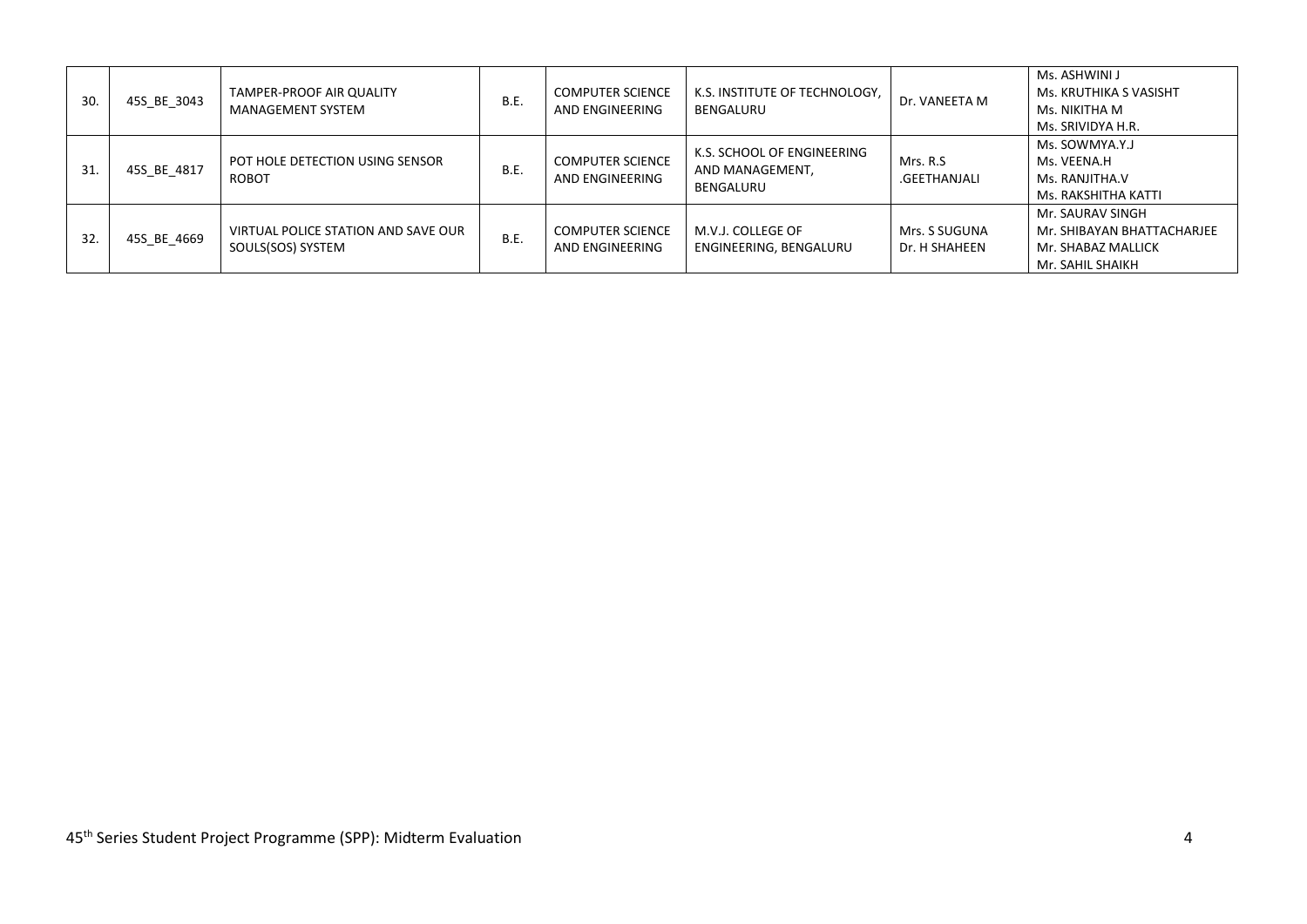| | | | | | | | |
|---|---|---|---|---|---|---|---|
| 30. | 45S_BE_3043 | TAMPER-PROOF AIR QUALITY MANAGEMENT SYSTEM | B.E. | COMPUTER SCIENCE AND ENGINEERING | K.S. INSTITUTE OF TECHNOLOGY, BENGALURU | Dr. VANEETA M | Ms. ASHWINI J<br>Ms. KRUTHIKA S VASISHT<br>Ms. NIKITHA M<br>Ms. SRIVIDYA H.R. |
| 31. | 45S_BE_4817 | POT HOLE DETECTION USING SENSOR ROBOT | B.E. | COMPUTER SCIENCE AND ENGINEERING | K.S. SCHOOL OF ENGINEERING AND MANAGEMENT, BENGALURU | Mrs. R.S .GEETHANJALI | Ms. SOWMYA.Y.J<br>Ms. VEENA.H<br>Ms. RANJITHA.V<br>Ms. RAKSHITHA KATTI |
| 32. | 45S_BE_4669 | VIRTUAL POLICE STATION AND SAVE OUR SOULS(SOS) SYSTEM | B.E. | COMPUTER SCIENCE AND ENGINEERING | M.V.J. COLLEGE OF ENGINEERING, BENGALURU | Mrs. S SUGUNA<br>Dr. H SHAHEEN | Mr. SAURAV SINGH<br>Mr. SHIBAYAN BHATTACHARJEE<br>Mr. SHABAZ MALLICK<br>Mr. SAHIL SHAIKH |